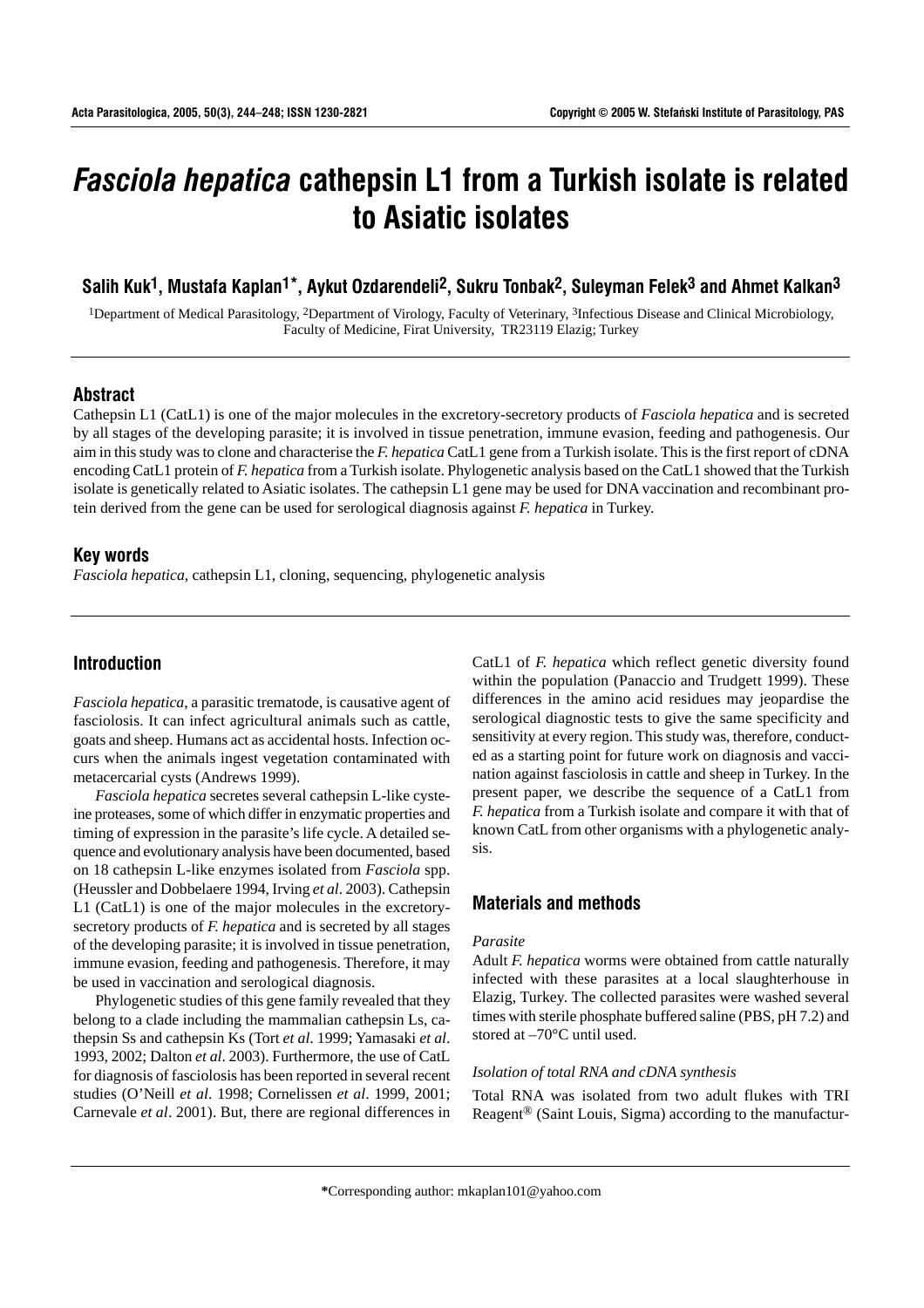# *Fasciola hepatica* cathepsin L1 from a Turkish isolate is related to Asiatic isolates

**Salih Kuk[1], Mustafa Kaplan[1*], Aykut Ozdarendeli[2], Sukru Tonbak[2], Suleyman Felek[3] and Ahmet Kalkan[3]**

[1]Department of Medical Parasitology, [2]Department of Virology, Faculty of Veterinary, [3]Infectious Disease and Clinical Microbiology, Faculty of Medicine, Firat University, TR23119 Elazig; Turkey

## Abstract

Cathepsin L1 (CatL1) is one of the major molecules in the excretory-secretory products of *Fasciola hepatica* and is secreted by all stages of the developing parasite; it is involved in tissue penetration, immune evasion, feeding and pathogenesis. Our aim in this study was to clone and characterise the *F. hepatica* CatL1 gene from a Turkish isolate. This is the first report of cDNA encoding CatL1 protein of *F. hepatica* from a Turkish isolate. Phylogenetic analysis based on the CatL1 showed that the Turkish isolate is genetically related to Asiatic isolates. The cathepsin L1 gene may be used for DNA vaccination and recombinant protein derived from the gene can be used for serological diagnosis against *F. hepatica* in Turkey.

## Key words

*Fasciola hepatica*, cathepsin L1, cloning, sequencing, phylogenetic analysis

## Introduction

*Fasciola hepatica*, a parasitic trematode, is causative agent of fasciolosis. It can infect agricultural animals such as cattle, goats and sheep. Humans act as accidental hosts. Infection occurs when the animals ingest vegetation contaminated with metacercarial cysts (Andrews 1999).

*Fasciola hepatica* secretes several cathepsin L-like cysteine proteases, some of which differ in enzymatic properties and timing of expression in the parasite's life cycle. A detailed sequence and evolutionary analysis have been documented, based on 18 cathepsin L-like enzymes isolated from *Fasciola* spp. (Heussler and Dobbelaere 1994, Irving *et al*. 2003). Cathepsin L1 (CatL1) is one of the major molecules in the excretory-secretory products of *F. hepatica* and is secreted by all stages of the developing parasite; it is involved in tissue penetration, immune evasion, feeding and pathogenesis. Therefore, it may be used in vaccination and serological diagnosis.

Phylogenetic studies of this gene family revealed that they belong to a clade including the mammalian cathepsin Ls, cathepsin Ss and cathepsin Ks (Tort *et al*. 1999; Yamasaki *et al*. 1993, 2002; Dalton *et al*. 2003). Furthermore, the use of CatL for diagnosis of fasciolosis has been reported in several recent studies (O'Neill *et al*. 1998; Cornelissen *et al*. 1999, 2001; Carnevale *et al*. 2001). But, there are regional differences in CatL1 of *F. hepatica* which reflect genetic diversity found within the population (Panaccio and Trudgett 1999). These differences in the amino acid residues may jeopardise the serological diagnostic tests to give the same specificity and sensitivity at every region. This study was, therefore, conducted as a starting point for future work on diagnosis and vaccination against fasciolosis in cattle and sheep in Turkey. In the present paper, we describe the sequence of a CatL1 from *F. hepatica* from a Turkish isolate and compare it with that of known CatL from other organisms with a phylogenetic analysis.

## Materials and methods

### *Parasite*

Adult *F. hepatica* worms were obtained from cattle naturally infected with these parasites at a local slaughterhouse in Elazig, Turkey. The collected parasites were washed several times with sterile phosphate buffered saline (PBS, pH 7.2) and stored at –70°C until used.

### *Isolation of total RNA and cDNA synthesis*

Total RNA was isolated from two adult flukes with TRI Reagent® (Saint Louis, Sigma) according to the manufactur-

*Corresponding author: mkaplan101@yahoo.com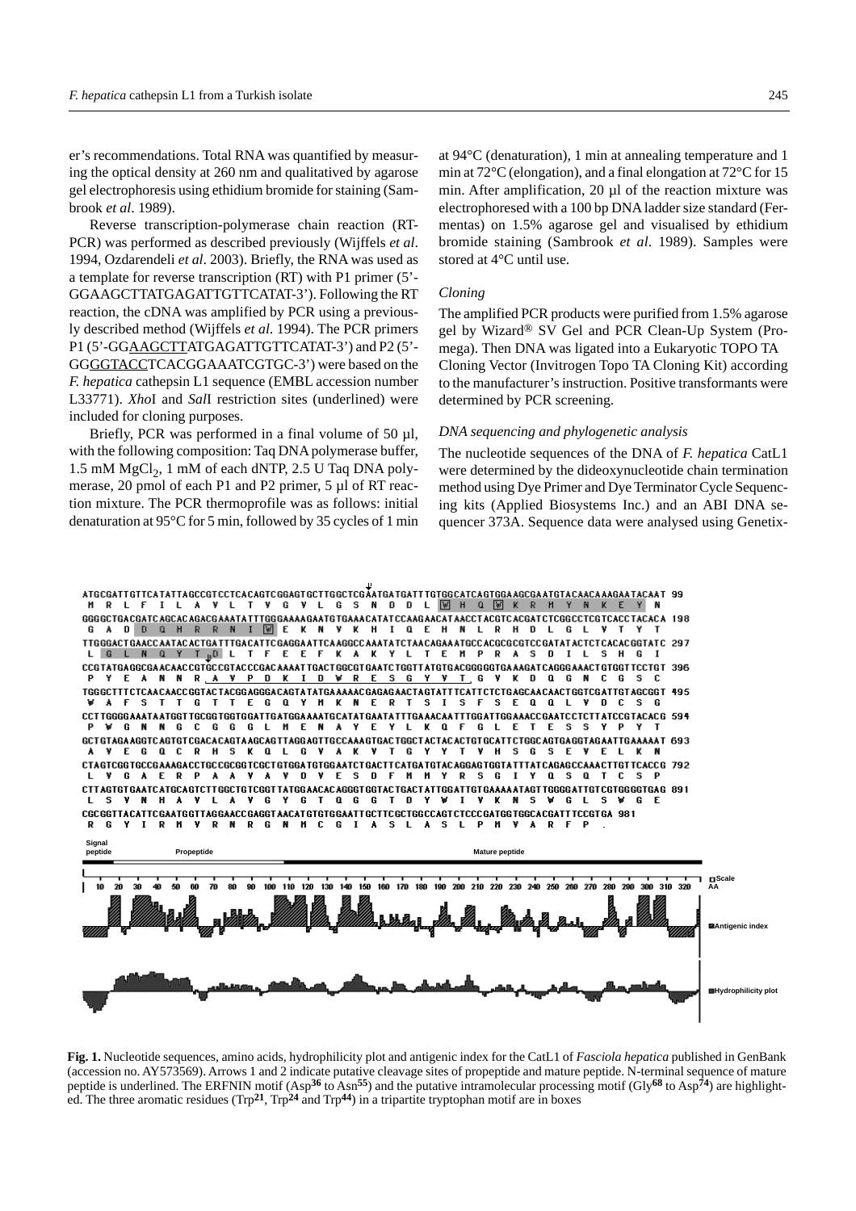er's recommendations. Total RNA was quantified by measuring the optical density at 260 nm and qualitatived by agarose gel electrophoresis using ethidium bromide for staining (Sambrook *et al*. 1989).

Reverse transcription-polymerase chain reaction (RT-PCR) was performed as described previously (Wijffels *et al*. 1994, Ozdarendeli *et al*. 2003). Briefly, the RNA was used as a template for reverse transcription (RT) with P1 primer (5'-GGAAGCTTATGAGATTGTTCATAT-3'). Following the RT reaction, the cDNA was amplified by PCR using a previously described method (Wijffels *et al*. 1994). The PCR primers P1 (5'-GGAAGCTTATGAGATTGTTCATAT-3') and P2 (5'-GGGGTACCTCACGGAAATCGTGC-3') were based on the *F. hepatica* cathepsin L1 sequence (EMBL accession number L33771). *Xho*I and *Sal*I restriction sites (underlined) were included for cloning purposes.

Briefly, PCR was performed in a final volume of 50 µl, with the following composition: Taq DNA polymerase buffer, 1.5 mM $MgCl_2$, 1 mM of each dNTP, 2.5 U Taq DNA polymerase, 20 pmol of each P1 and P2 primer, 5 µl of RT reaction mixture. The PCR thermoprofile was as follows: initial denaturation at 95°C for 5 min, followed by 35 cycles of 1 min at 94°C (denaturation), 1 min at annealing temperature and 1 min at 72°C (elongation), and a final elongation at 72°C for 15 min. After amplification, 20 µl of the reaction mixture was electrophoresed with a 100 bp DNA ladder size standard (Fermentas) on 1.5% agarose gel and visualised by ethidium bromide staining (Sambrook *et al*. 1989). Samples were stored at 4°C until use.

### *Cloning*

The amplified PCR products were purified from 1.5% agarose gel by Wizard® SV Gel and PCR Clean-Up System (Promega). Then DNA was ligated into a Eukaryotic TOPO TA Cloning Vector (Invitrogen Topo TA Cloning Kit) according to the manufacturer's instruction. Positive transformants were determined by PCR screening.

### *DNA sequencing and phylogenetic analysis*

The nucleotide sequences of the DNA of *F. hepatica* CatL1 were determined by the dideoxynucleotide chain termination method using Dye Primer and Dye Terminator Cycle Sequencing kits (Applied Biosystems Inc.) and an ABI DNA sequencer 373A. Sequence data were analysed using Genetix-

**Fig. 1.** Nucleotide sequences, amino acids, hydrophilicity plot and antigenic index for the CatL1 of *Fasciola hepatica* published in GenBank (accession no. AY573569). Arrows 1 and 2 indicate putative cleavage sites of propeptide and mature peptide. N-terminal sequence of mature peptide is underlined. The ERFNIN motif (Asp[36] to Asn[55]) and the putative intramolecular processing motif (Gly[68] to Asp[74]) are highlighted. The three aromatic residues (Trp[21], Trp[24] and Trp[44]) in a tripartite tryptophan motif are in boxes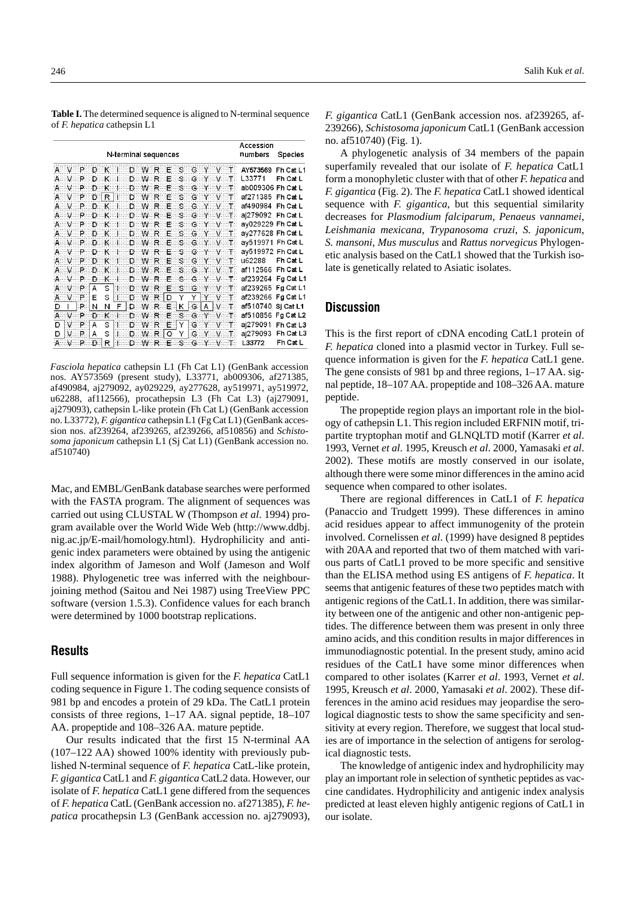**Table I.** The determined sequence is aligned to N-terminal sequence of *F. hepatica* cathepsin L1

| N-terminal sequences | | | | | | | | | | | | | | | Accession numbers | Species |
|---|---|---|---|---|---|---|---|---|---|---|---|---|---|---|---|---|
| A | V | P | D | K | I | D | W | R | E | S | G | Y | V | T | AY573569 | Fh Cat L1 |
| A | V | P | D | K | I | D | W | R | E | S | G | Y | V | T | L33771 | Fh Cat L |
| A | V | P | D | K | I | D | W | R | E | S | G | Y | V | T | ab009306 | Fh Cat L |
| A | V | P | D | R | I | D | W | R | E | S | G | Y | V | T | af271385 | Fh Cat L |
| A | V | P | D | K | I | D | W | R | E | S | G | Y | V | T | af490984 | Fh Cat L |
| A | V | P | D | K | I | D | W | R | E | S | G | Y | V | T | aj279092 | Fh Cat L |
| A | V | P | D | K | I | D | W | R | E | S | G | Y | V | T | ay029229 | Fh Cat L |
| A | V | P | D | K | I | D | W | R | E | S | G | Y | V | T | ay277628 | Fh Cat L |
| A | V | P | D | K | I | D | W | R | E | S | G | Y | V | T | ay519971 | Fh Cat L |
| A | V | P | D | K | I | D | W | R | E | S | G | Y | V | T | ay519972 | Fh Cat L |
| A | V | P | D | K | I | D | W | R | E | S | G | Y | V | T | u62288 | Fh Cat L |
| A | V | P | D | K | I | D | W | R | E | S | G | Y | V | T | af112566 | Fh Cat L |
| A | V | P | D | K | I | D | W | R | E | S | G | Y | V | T | af239264 | Fg Cat L1 |
| A | V | P | A | S | I | D | W | R | E | S | G | Y | V | T | af239265 | Fg Cat L1 |
| A | V | P | E | S | I | D | W | R | D | Y | Y | Y | V | T | af239266 | Fg Cat L1 |
| D | I | P | N | N | F | D | W | R | E | K | G | A | V | T | af510740 | Sj Cat L1 |
| A | V | P | D | K | I | D | W | R | E | S | G | Y | V | T | af510856 | Fg Cat L2 |
| D | V | P | A | S | I | D | W | R | E | Y | G | Y | V | T | aj279091 | Fh Cat L3 |
| D | V | P | A | S | I | D | W | R | Q | Y | G | Y | V | T | aj279093 | Fh Cat L3 |
| A | V | P | D | R | I | D | W | R | E | S | G | Y | V | T | L33772 | Fh Cat L |

*Fasciola hepatica* cathepsin L1 (Fh Cat L1) (GenBank accession nos. AY573569 (present study), L33771, ab009306, af271385, af490984, aj279092, ay029229, ay277628, ay519971, ay519972, u62288, af112566), procathepsin L3 (Fh Cat L3) (aj279091, aj279093), cathepsin L-like protein (Fh Cat L) (GenBank accession no. L33772), *F. gigantica* cathepsin L1 (Fg Cat L1) (GenBank accession nos. af239264, af239265, af239266, af510856) and *Schistosoma japonicum* cathepsin L1 (Sj Cat L1) (GenBank accession no. af510740)

Mac, and EMBL/GenBank database searches were performed with the FASTA program. The alignment of sequences was carried out using CLUSTAL W (Thompson *et al*. 1994) program available over the World Wide Web (http://www.ddbj.nig.ac.jp/E-mail/homology.html). Hydrophilicity and antigenic index parameters were obtained by using the antigenic index algorithm of Jameson and Wolf (Jameson and Wolf 1988). Phylogenetic tree was inferred with the neighbour-joining method (Saitou and Nei 1987) using TreeView PPC software (version 1.5.3). Confidence values for each branch were determined by 1000 bootstrap replications.

## Results

Full sequence information is given for the *F. hepatica* CatL1 coding sequence in Figure 1. The coding sequence consists of 981 bp and encodes a protein of 29 kDa. The CatL1 protein consists of three regions, 1–17 AA. signal peptide, 18–107 AA. propeptide and 108–326 AA. mature peptide.

Our results indicated that the first 15 N-terminal AA (107–122 AA) showed 100% identity with previously published N-terminal sequence of *F. hepatica* CatL-like protein, *F. gigantica* CatL1 and *F. gigantica* CatL2 data. However, our isolate of *F. hepatica* CatL1 gene differed from the sequences of *F. hepatica* CatL (GenBank accession no. af271385), *F. hepatica* procathepsin L3 (GenBank accession no. aj279093), *F. gigantica* CatL1 (GenBank accession nos. af239265, af-239266), *Schistosoma japonicum* CatL1 (GenBank accession no. af510740) (Fig. 1).

A phylogenetic analysis of 34 members of the papain superfamily revealed that our isolate of *F. hepatica* CatL1 form a monophyletic cluster with that of other *F. hepatica* and *F. gigantica* (Fig. 2). The *F. hepatica* CatL1 showed identical sequence with *F. gigantica*, but this sequential similarity decreases for *Plasmodium falciparum*, *Penaeus vannamei*, *Leishmania mexicana*, *Trypanosoma cruzi*, *S. japonicum*, *S. mansoni*, *Mus musculus* and *Rattus norvegicus* Phylogenetic analysis based on the CatL1 showed that the Turkish isolate is genetically related to Asiatic isolates.

## Discussion

This is the first report of cDNA encoding CatL1 protein of *F. hepatica* cloned into a plasmid vector in Turkey. Full sequence information is given for the *F. hepatica* CatL1 gene. The gene consists of 981 bp and three regions, 1–17 AA. signal peptide, 18–107 AA. propeptide and 108–326 AA. mature peptide.

The propeptide region plays an important role in the biology of cathepsin L1. This region included ERFNIN motif, tripartite tryptophan motif and GLNQLTD motif (Karrer *et al*. 1993, Vernet *et al*. 1995, Kreusch *et al*. 2000, Yamasaki *et al*. 2002). These motifs are mostly conserved in our isolate, although there were some minor differences in the amino acid sequence when compared to other isolates.

There are regional differences in CatL1 of *F. hepatica* (Panaccio and Trudgett 1999). These differences in amino acid residues appear to affect immunogenity of the protein involved. Cornelissen *et al*. (1999) have designed 8 peptides with 20AA and reported that two of them matched with various parts of CatL1 proved to be more specific and sensitive than the ELISA method using ES antigens of *F. hepatica*. It seems that antigenic features of these two peptides match with antigenic regions of the CatL1. In addition, there was similarity between one of the antigenic and other non-antigenic peptides. The difference between them was present in only three amino acids, and this condition results in major differences in immunodiagnostic potential. In the present study, amino acid residues of the CatL1 have some minor differences when compared to other isolates (Karrer *et al*. 1993, Vernet *et al*. 1995, Kreusch *et al*. 2000, Yamasaki *et al*. 2002). These differences in the amino acid residues may jeopardise the serological diagnostic tests to show the same specificity and sensitivity at every region. Therefore, we suggest that local studies are of importance in the selection of antigens for serological diagnostic tests.

The knowledge of antigenic index and hydrophilicity may play an important role in selection of synthetic peptides as vaccine candidates. Hydrophilicity and antigenic index analysis predicted at least eleven highly antigenic regions of CatL1 in our isolate.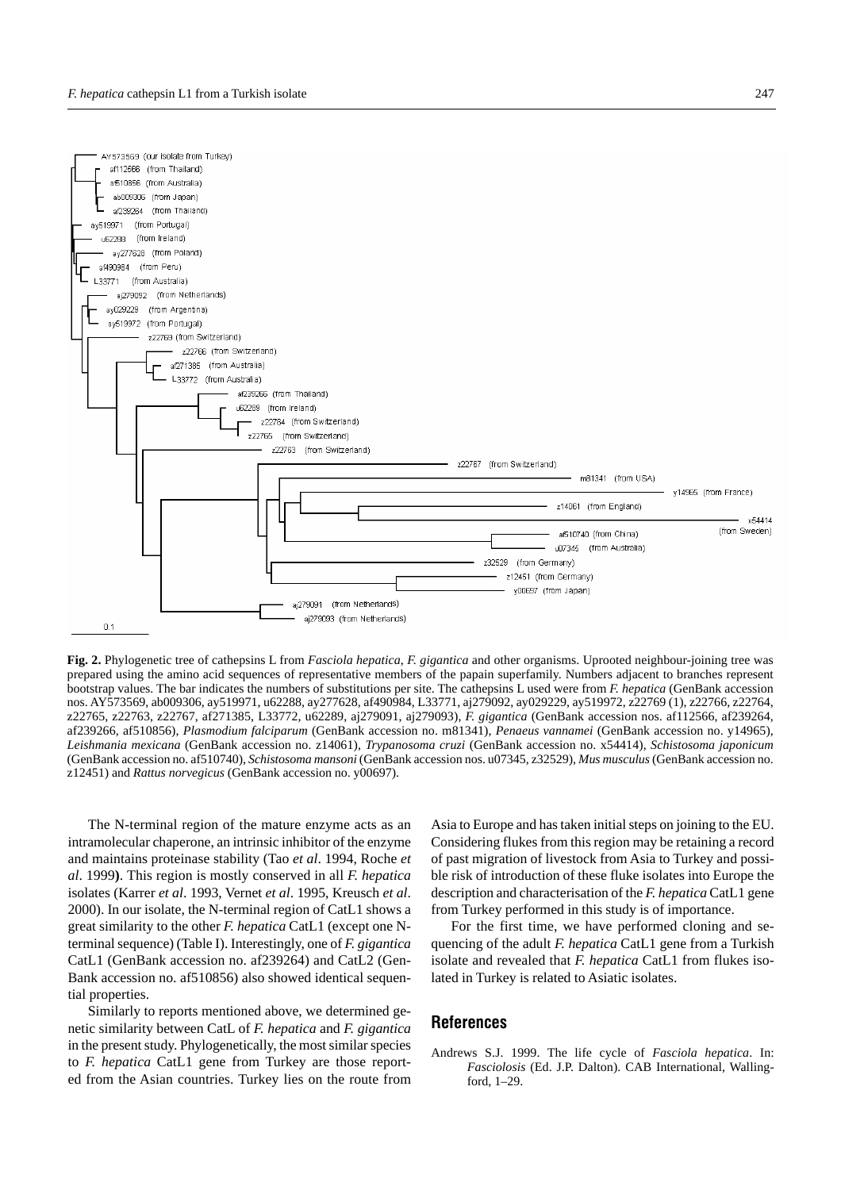**Fig. 2.** Phylogenetic tree of cathepsins L from *Fasciola hepatica*, *F. gigantica* and other organisms. Uprooted neighbour-joining tree was prepared using the amino acid sequences of representative members of the papain superfamily. Numbers adjacent to branches represent bootstrap values. The bar indicates the numbers of substitutions per site. The cathepsins L used were from *F. hepatica* (GenBank accession nos. AY573569, ab009306, ay519971, u62288, ay277628, af490984, L33771, aj279092, ay029229, ay519972, z22769 (1), z22766, z22764, z22765, z22763, z22767, af271385, L33772, u62289, aj279091, aj279093), *F. gigantica* (GenBank accession nos. af112566, af239264, af239266, af510856), *Plasmodium falciparum* (GenBank accession no. m81341), *Penaeus vannamei* (GenBank accession no. y14965), *Leishmania mexicana* (GenBank accession no. z14061), *Trypanosoma cruzi* (GenBank accession no. x54414), *Schistosoma japonicum* (GenBank accession no. af510740), *Schistosoma mansoni* (GenBank accession nos. u07345, z32529), *Mus musculus* (GenBank accession no. z12451) and *Rattus norvegicus* (GenBank accession no. y00697).

The N-terminal region of the mature enzyme acts as an intramolecular chaperone, an intrinsic inhibitor of the enzyme and maintains proteinase stability (Tao *et al*. 1994, Roche *et al*. 1999**)**. This region is mostly conserved in all *F. hepatica* isolates (Karrer *et al*. 1993, Vernet *et al*. 1995, Kreusch *et al*. 2000). In our isolate, the N-terminal region of CatL1 shows a great similarity to the other *F. hepatica* CatL1 (except one N-terminal sequence) (Table I). Interestingly, one of *F. gigantica* CatL1 (GenBank accession no. af239264) and CatL2 (GenBank accession no. af510856) also showed identical sequential properties.

Similarly to reports mentioned above, we determined genetic similarity between CatL of *F. hepatica* and *F. gigantica* in the present study. Phylogenetically, the most similar species to *F. hepatica* CatL1 gene from Turkey are those reported from the Asian countries. Turkey lies on the route from Asia to Europe and has taken initial steps on joining to the EU. Considering flukes from this region may be retaining a record of past migration of livestock from Asia to Turkey and possible risk of introduction of these fluke isolates into Europe the description and characterisation of the *F. hepatica* CatL1 gene from Turkey performed in this study is of importance.

For the first time, we have performed cloning and sequencing of the adult *F. hepatica* CatL1 gene from a Turkish isolate and revealed that *F. hepatica* CatL1 from flukes isolated in Turkey is related to Asiatic isolates.

## References

Andrews S.J. 1999. The life cycle of *Fasciola hepatica*. In: *Fasciolosis* (Ed. J.P. Dalton). CAB International, Wallingford, 1–29.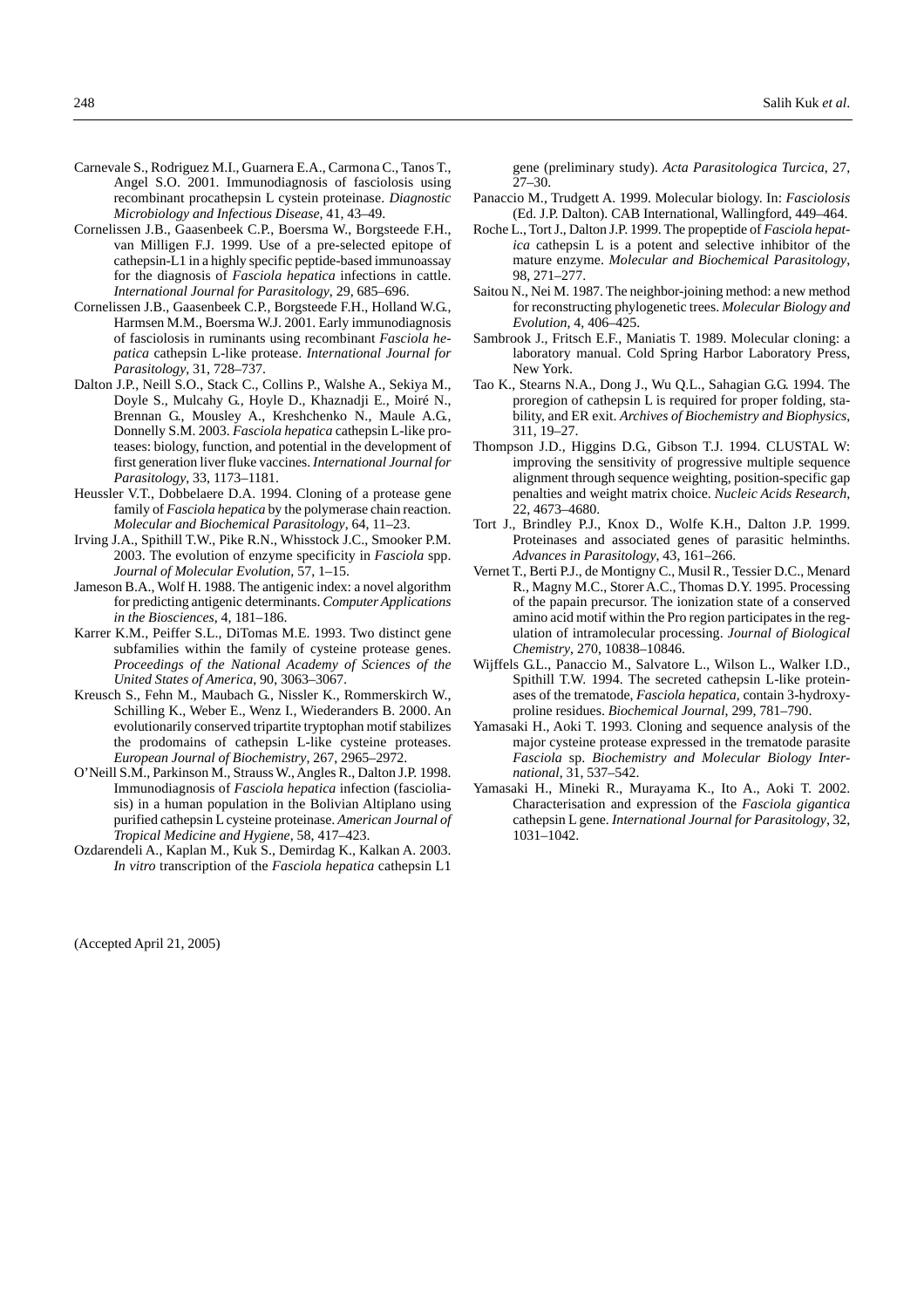Carnevale S., Rodriguez M.I., Guarnera E.A., Carmona C., Tanos T., Angel S.O. 2001. Immunodiagnosis of fasciolosis using recombinant procathepsin L cystein proteinase. *Diagnostic Microbiology and Infectious Disease*, 41, 43–49.

Cornelissen J.B., Gaasenbeek C.P., Boersma W., Borgsteede F.H., van Milligen F.J. 1999. Use of a pre-selected epitope of cathepsin-L1 in a highly specific peptide-based immunoassay for the diagnosis of *Fasciola hepatica* infections in cattle. *International Journal for Parasitology*, 29, 685–696.

Cornelissen J.B., Gaasenbeek C.P., Borgsteede F.H., Holland W.G., Harmsen M.M., Boersma W.J. 2001. Early immunodiagnosis of fasciolosis in ruminants using recombinant *Fasciola hepatica* cathepsin L-like protease. *International Journal for Parasitology*, 31, 728–737.

Dalton J.P., Neill S.O., Stack C., Collins P., Walshe A., Sekiya M., Doyle S., Mulcahy G., Hoyle D., Khaznadji E., Moiré N., Brennan G., Mousley A., Kreshchenko N., Maule A.G., Donnelly S.M. 2003. *Fasciola hepatica* cathepsin L-like proteases: biology, function, and potential in the development of first generation liver fluke vaccines. *International Journal for Parasitology*, 33, 1173–1181.

Heussler V.T., Dobbelaere D.A. 1994. Cloning of a protease gene family of *Fasciola hepatica* by the polymerase chain reaction. *Molecular and Biochemical Parasitology*, 64, 11–23.

Irving J.A., Spithill T.W., Pike R.N., Whisstock J.C., Smooker P.M. 2003. The evolution of enzyme specificity in *Fasciola* spp. *Journal of Molecular Evolution*, 57, 1–15.

Jameson B.A., Wolf H. 1988. The antigenic index: a novel algorithm for predicting antigenic determinants. *Computer Applications in the Biosciences*, 4, 181–186.

Karrer K.M., Peiffer S.L., DiTomas M.E. 1993. Two distinct gene subfamilies within the family of cysteine protease genes. *Proceedings of the National Academy of Sciences of the United States of America*, 90, 3063–3067.

Kreusch S., Fehn M., Maubach G., Nissler K., Rommerskirch W., Schilling K., Weber E., Wenz I., Wiederanders B. 2000. An evolutionarily conserved tripartite tryptophan motif stabilizes the prodomains of cathepsin L-like cysteine proteases. *European Journal of Biochemistry*, 267, 2965–2972.

O'Neill S.M., Parkinson M., Strauss W., Angles R., Dalton J.P. 1998. Immunodiagnosis of *Fasciola hepatica* infection (fascioliasis) in a human population in the Bolivian Altiplano using purified cathepsin L cysteine proteinase. *American Journal of Tropical Medicine and Hygiene*, 58, 417–423.

Ozdarendeli A., Kaplan M., Kuk S., Demirdag K., Kalkan A. 2003. *In vitro* transcription of the *Fasciola hepatica* cathepsin L1 gene (preliminary study). *Acta Parasitologica Turcica*, 27, 27–30.

Panaccio M., Trudgett A. 1999. Molecular biology. In: *Fasciolosis* (Ed. J.P. Dalton). CAB International, Wallingford, 449–464.

Roche L., Tort J., Dalton J.P. 1999. The propeptide of *Fasciola hepatica* cathepsin L is a potent and selective inhibitor of the mature enzyme. *Molecular and Biochemical Parasitology*, 98, 271–277.

Saitou N., Nei M. 1987. The neighbor-joining method: a new method for reconstructing phylogenetic trees. *Molecular Biology and Evolution*, 4, 406–425.

Sambrook J., Fritsch E.F., Maniatis T. 1989. Molecular cloning: a laboratory manual. Cold Spring Harbor Laboratory Press, New York.

Tao K., Stearns N.A., Dong J., Wu Q.L., Sahagian G.G. 1994. The proregion of cathepsin L is required for proper folding, stability, and ER exit. *Archives of Biochemistry and Biophysics*, 311, 19–27.

Thompson J.D., Higgins D.G., Gibson T.J. 1994. CLUSTAL W: improving the sensitivity of progressive multiple sequence alignment through sequence weighting, position-specific gap penalties and weight matrix choice. *Nucleic Acids Research*, 22, 4673–4680.

Tort J., Brindley P.J., Knox D., Wolfe K.H., Dalton J.P. 1999. Proteinases and associated genes of parasitic helminths. *Advances in Parasitology*, 43, 161–266.

Vernet T., Berti P.J., de Montigny C., Musil R., Tessier D.C., Menard R., Magny M.C., Storer A.C., Thomas D.Y. 1995. Processing of the papain precursor. The ionization state of a conserved amino acid motif within the Pro region participates in the regulation of intramolecular processing. *Journal of Biological Chemistry*, 270, 10838–10846.

Wijffels G.L., Panaccio M., Salvatore L., Wilson L., Walker I.D., Spithill T.W. 1994. The secreted cathepsin L-like proteinases of the trematode, *Fasciola hepatica*, contain 3-hydroxyproline residues. *Biochemical Journal*, 299, 781–790.

Yamasaki H., Aoki T. 1993. Cloning and sequence analysis of the major cysteine protease expressed in the trematode parasite *Fasciola* sp. *Biochemistry and Molecular Biology International*, 31, 537–542.

Yamasaki H., Mineki R., Murayama K., Ito A., Aoki T. 2002. Characterisation and expression of the *Fasciola gigantica* cathepsin L gene. *International Journal for Parasitology*, 32, 1031–1042.

(Accepted April 21, 2005)